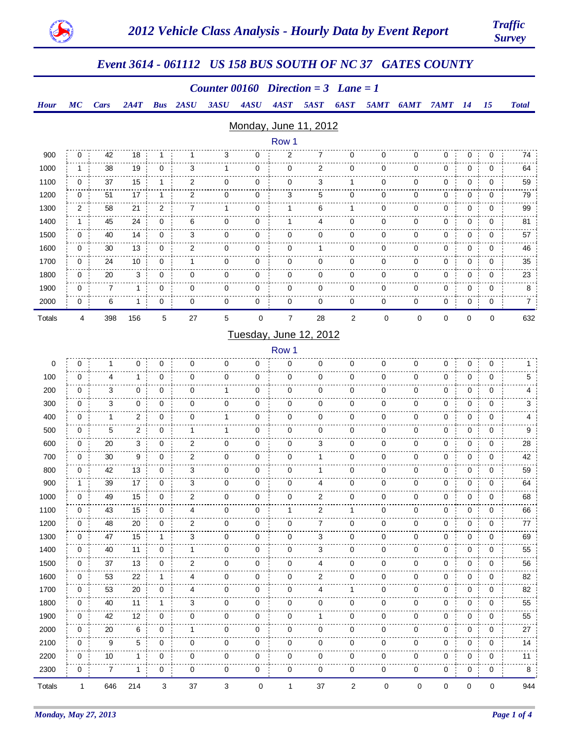# 2012 Vehicle Class Analysis - Hourly Data by Event Report

*Traffic Survey*

## Event 3614 - 061112 US 158 BUS SOUTH OF NC 37 GATES COUNTY

### Counter 00160 Direction = 3 Lane = 1

#### Monday, June 11, 2012

Row 1

| Hour | MC | Cars | 2A4T | Bus | 2ASU | 3ASU | 4ASU | 4AST | 5AST | 6AST | 5AMT | 6AMT | 7AMT | 14 | 15 | Total |
|---|---|---|---|---|---|---|---|---|---|---|---|---|---|---|---|---|
| 900 | 0 | 42 | 18 | 1 | 1 | 3 | 0 | 2 | 7 | 0 | 0 | 0 | 0 | 0 | 0 | 74 |
| 1000 | 1 | 38 | 19 | 0 | 3 | 1 | 0 | 0 | 2 | 0 | 0 | 0 | 0 | 0 | 0 | 64 |
| 1100 | 0 | 37 | 15 | 1 | 2 | 0 | 0 | 0 | 3 | 1 | 0 | 0 | 0 | 0 | 0 | 59 |
| 1200 | 0 | 51 | 17 | 1 | 2 | 0 | 0 | 3 | 5 | 0 | 0 | 0 | 0 | 0 | 0 | 79 |
| 1300 | 2 | 58 | 21 | 2 | 7 | 1 | 0 | 1 | 6 | 1 | 0 | 0 | 0 | 0 | 0 | 99 |
| 1400 | 1 | 45 | 24 | 0 | 6 | 0 | 0 | 1 | 4 | 0 | 0 | 0 | 0 | 0 | 0 | 81 |
| 1500 | 0 | 40 | 14 | 0 | 3 | 0 | 0 | 0 | 0 | 0 | 0 | 0 | 0 | 0 | 0 | 57 |
| 1600 | 0 | 30 | 13 | 0 | 2 | 0 | 0 | 0 | 1 | 0 | 0 | 0 | 0 | 0 | 0 | 46 |
| 1700 | 0 | 24 | 10 | 0 | 1 | 0 | 0 | 0 | 0 | 0 | 0 | 0 | 0 | 0 | 0 | 35 |
| 1800 | 0 | 20 | 3 | 0 | 0 | 0 | 0 | 0 | 0 | 0 | 0 | 0 | 0 | 0 | 0 | 23 |
| 1900 | 0 | 7 | 1 | 0 | 0 | 0 | 0 | 0 | 0 | 0 | 0 | 0 | 0 | 0 | 0 | 8 |
| 2000 | 0 | 6 | 1 | 0 | 0 | 0 | 0 | 0 | 0 | 0 | 0 | 0 | 0 | 0 | 0 | 7 |
| Totals | 4 | 398 | 156 | 5 | 27 | 5 | 0 | 7 | 28 | 2 | 0 | 0 | 0 | 0 | 0 | 632 |

#### Tuesday, June 12, 2012

Row 1

| Hour | MC | Cars | 2A4T | Bus | 2ASU | 3ASU | 4ASU | 4AST | 5AST | 6AST | 5AMT | 6AMT | 7AMT | 14 | 15 | Total |
|---|---|---|---|---|---|---|---|---|---|---|---|---|---|---|---|---|
| 0 | 0 | 1 | 0 | 0 | 0 | 0 | 0 | 0 | 0 | 0 | 0 | 0 | 0 | 0 | 0 | 1 |
| 100 | 0 | 4 | 1 | 0 | 0 | 0 | 0 | 0 | 0 | 0 | 0 | 0 | 0 | 0 | 0 | 5 |
| 200 | 0 | 3 | 0 | 0 | 0 | 1 | 0 | 0 | 0 | 0 | 0 | 0 | 0 | 0 | 0 | 4 |
| 300 | 0 | 3 | 0 | 0 | 0 | 0 | 0 | 0 | 0 | 0 | 0 | 0 | 0 | 0 | 0 | 3 |
| 400 | 0 | 1 | 2 | 0 | 0 | 1 | 0 | 0 | 0 | 0 | 0 | 0 | 0 | 0 | 0 | 4 |
| 500 | 0 | 5 | 2 | 0 | 1 | 1 | 0 | 0 | 0 | 0 | 0 | 0 | 0 | 0 | 0 | 9 |
| 600 | 0 | 20 | 3 | 0 | 2 | 0 | 0 | 0 | 3 | 0 | 0 | 0 | 0 | 0 | 0 | 28 |
| 700 | 0 | 30 | 9 | 0 | 2 | 0 | 0 | 0 | 1 | 0 | 0 | 0 | 0 | 0 | 0 | 42 |
| 800 | 0 | 42 | 13 | 0 | 3 | 0 | 0 | 0 | 1 | 0 | 0 | 0 | 0 | 0 | 0 | 59 |
| 900 | 1 | 39 | 17 | 0 | 3 | 0 | 0 | 0 | 4 | 0 | 0 | 0 | 0 | 0 | 0 | 64 |
| 1000 | 0 | 49 | 15 | 0 | 2 | 0 | 0 | 0 | 2 | 0 | 0 | 0 | 0 | 0 | 0 | 68 |
| 1100 | 0 | 43 | 15 | 0 | 4 | 0 | 0 | 1 | 2 | 1 | 0 | 0 | 0 | 0 | 0 | 66 |
| 1200 | 0 | 48 | 20 | 0 | 2 | 0 | 0 | 0 | 7 | 0 | 0 | 0 | 0 | 0 | 0 | 77 |
| 1300 | 0 | 47 | 15 | 1 | 3 | 0 | 0 | 0 | 3 | 0 | 0 | 0 | 0 | 0 | 0 | 69 |
| 1400 | 0 | 40 | 11 | 0 | 1 | 0 | 0 | 0 | 3 | 0 | 0 | 0 | 0 | 0 | 0 | 55 |
| 1500 | 0 | 37 | 13 | 0 | 2 | 0 | 0 | 0 | 4 | 0 | 0 | 0 | 0 | 0 | 0 | 56 |
| 1600 | 0 | 53 | 22 | 1 | 4 | 0 | 0 | 0 | 2 | 0 | 0 | 0 | 0 | 0 | 0 | 82 |
| 1700 | 0 | 53 | 20 | 0 | 4 | 0 | 0 | 0 | 4 | 1 | 0 | 0 | 0 | 0 | 0 | 82 |
| 1800 | 0 | 40 | 11 | 1 | 3 | 0 | 0 | 0 | 0 | 0 | 0 | 0 | 0 | 0 | 0 | 55 |
| 1900 | 0 | 42 | 12 | 0 | 0 | 0 | 0 | 0 | 1 | 0 | 0 | 0 | 0 | 0 | 0 | 55 |
| 2000 | 0 | 20 | 6 | 0 | 1 | 0 | 0 | 0 | 0 | 0 | 0 | 0 | 0 | 0 | 0 | 27 |
| 2100 | 0 | 9 | 5 | 0 | 0 | 0 | 0 | 0 | 0 | 0 | 0 | 0 | 0 | 0 | 0 | 14 |
| 2200 | 0 | 10 | 1 | 0 | 0 | 0 | 0 | 0 | 0 | 0 | 0 | 0 | 0 | 0 | 0 | 11 |
| 2300 | 0 | 7 | 1 | 0 | 0 | 0 | 0 | 0 | 0 | 0 | 0 | 0 | 0 | 0 | 0 | 8 |
| Totals | 1 | 646 | 214 | 3 | 37 | 3 | 0 | 1 | 37 | 2 | 0 | 0 | 0 | 0 | 0 | 944 |

*Monday, May 27, 2013*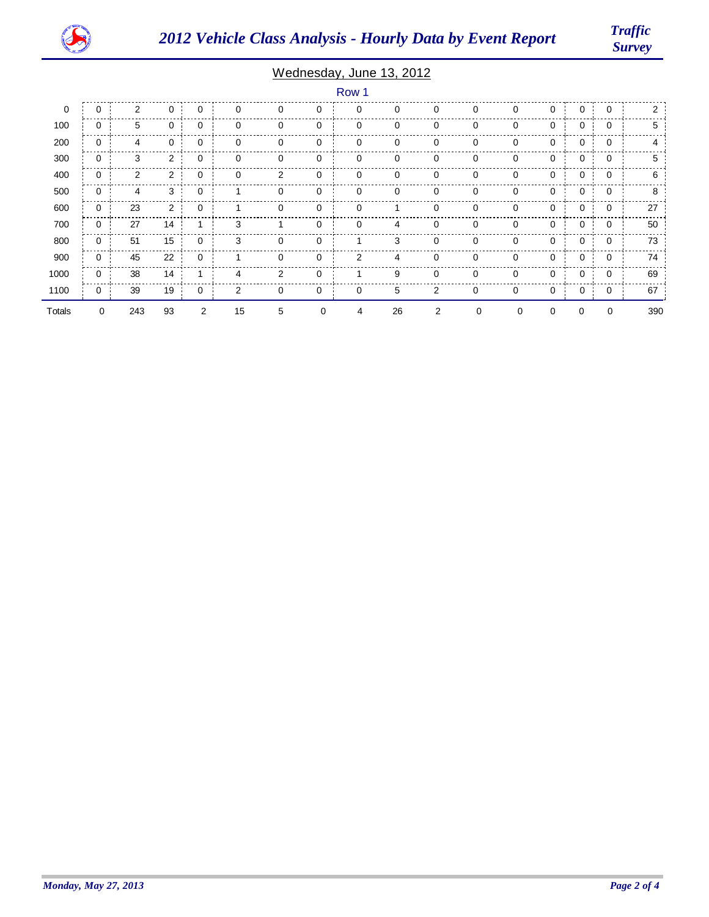## Wednesday, June 13, 2012

Row 1

| | | | | | | | | | | | | | | | | |
|---|---|---|---|---|---|---|---|---|---|---|---|---|---|---|---|---|
| 0 | 0 | 2 | 0 | 0 | 0 | 0 | 0 | 0 | 0 | 0 | 0 | 0 | 0 | 0 | 0 | 2 |
| 100 | 0 | 5 | 0 | 0 | 0 | 0 | 0 | 0 | 0 | 0 | 0 | 0 | 0 | 0 | 0 | 5 |
| 200 | 0 | 4 | 0 | 0 | 0 | 0 | 0 | 0 | 0 | 0 | 0 | 0 | 0 | 0 | 0 | 4 |
| 300 | 0 | 3 | 2 | 0 | 0 | 0 | 0 | 0 | 0 | 0 | 0 | 0 | 0 | 0 | 0 | 5 |
| 400 | 0 | 2 | 2 | 0 | 0 | 2 | 0 | 0 | 0 | 0 | 0 | 0 | 0 | 0 | 0 | 6 |
| 500 | 0 | 4 | 3 | 0 | 1 | 0 | 0 | 0 | 0 | 0 | 0 | 0 | 0 | 0 | 0 | 8 |
| 600 | 0 | 23 | 2 | 0 | 1 | 0 | 0 | 0 | 1 | 0 | 0 | 0 | 0 | 0 | 0 | 27 |
| 700 | 0 | 27 | 14 | 1 | 3 | 1 | 0 | 0 | 4 | 0 | 0 | 0 | 0 | 0 | 0 | 50 |
| 800 | 0 | 51 | 15 | 0 | 3 | 0 | 0 | 1 | 3 | 0 | 0 | 0 | 0 | 0 | 0 | 73 |
| 900 | 0 | 45 | 22 | 0 | 1 | 0 | 0 | 2 | 4 | 0 | 0 | 0 | 0 | 0 | 0 | 74 |
| 1000 | 0 | 38 | 14 | 1 | 4 | 2 | 0 | 1 | 9 | 0 | 0 | 0 | 0 | 0 | 0 | 69 |
| 1100 | 0 | 39 | 19 | 0 | 2 | 0 | 0 | 0 | 5 | 2 | 0 | 0 | 0 | 0 | 0 | 67 |
| Totals | 0 | 243 | 93 | 2 | 15 | 5 | 0 | 4 | 26 | 2 | 0 | 0 | 0 | 0 | 0 | 390 |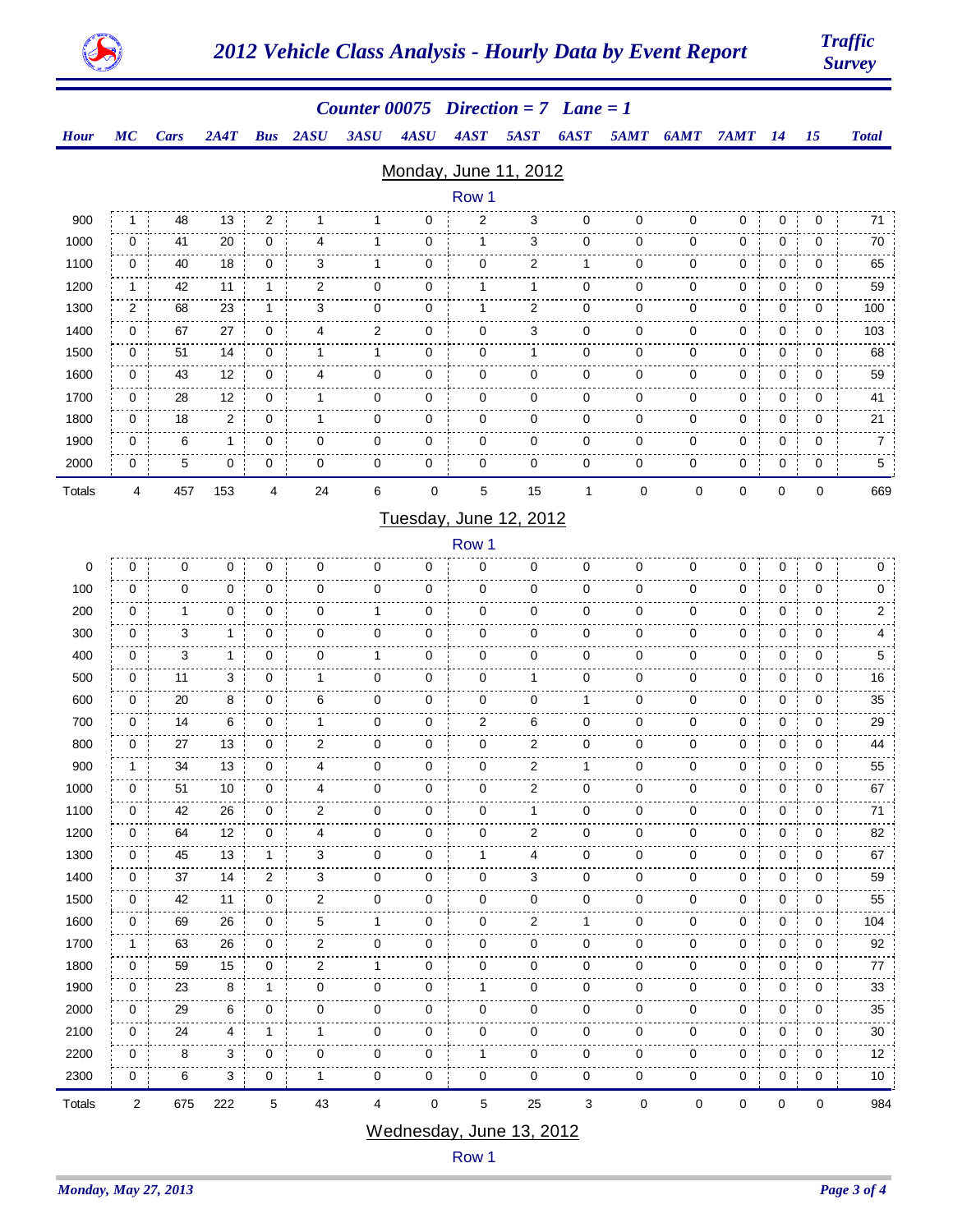# 2012 Vehicle Class Analysis - Hourly Data by Event Report

## Counter 00075 Direction = 7 Lane = 1

### Monday, June 11, 2012

Row 1

| Hour | MC | Cars | 2A4T | Bus | 2ASU | 3ASU | 4ASU | 4AST | 5AST | 6AST | 5AMT | 6AMT | 7AMT | 14 | 15 | Total |
|---|---|---|---|---|---|---|---|---|---|---|---|---|---|---|---|---|
| 900 | 1 | 48 | 13 | 2 | 1 | 1 | 0 | 2 | 3 | 0 | 0 | 0 | 0 | 0 | 0 | 71 |
| 1000 | 0 | 41 | 20 | 0 | 4 | 1 | 0 | 1 | 3 | 0 | 0 | 0 | 0 | 0 | 0 | 70 |
| 1100 | 0 | 40 | 18 | 0 | 3 | 1 | 0 | 0 | 2 | 1 | 0 | 0 | 0 | 0 | 0 | 65 |
| 1200 | 1 | 42 | 11 | 1 | 2 | 0 | 0 | 1 | 1 | 0 | 0 | 0 | 0 | 0 | 0 | 59 |
| 1300 | 2 | 68 | 23 | 1 | 3 | 0 | 0 | 1 | 2 | 0 | 0 | 0 | 0 | 0 | 0 | 100 |
| 1400 | 0 | 67 | 27 | 0 | 4 | 2 | 0 | 0 | 3 | 0 | 0 | 0 | 0 | 0 | 0 | 103 |
| 1500 | 0 | 51 | 14 | 0 | 1 | 1 | 0 | 0 | 1 | 0 | 0 | 0 | 0 | 0 | 0 | 68 |
| 1600 | 0 | 43 | 12 | 0 | 4 | 0 | 0 | 0 | 0 | 0 | 0 | 0 | 0 | 0 | 0 | 59 |
| 1700 | 0 | 28 | 12 | 0 | 1 | 0 | 0 | 0 | 0 | 0 | 0 | 0 | 0 | 0 | 0 | 41 |
| 1800 | 0 | 18 | 2 | 0 | 1 | 0 | 0 | 0 | 0 | 0 | 0 | 0 | 0 | 0 | 0 | 21 |
| 1900 | 0 | 6 | 1 | 0 | 0 | 0 | 0 | 0 | 0 | 0 | 0 | 0 | 0 | 0 | 0 | 7 |
| 2000 | 0 | 5 | 0 | 0 | 0 | 0 | 0 | 0 | 0 | 0 | 0 | 0 | 0 | 0 | 0 | 5 |
| Totals | 4 | 457 | 153 | 4 | 24 | 6 | 0 | 5 | 15 | 1 | 0 | 0 | 0 | 0 | 0 | 669 |

### Tuesday, June 12, 2012

Row 1

| Hour | MC | Cars | 2A4T | Bus | 2ASU | 3ASU | 4ASU | 4AST | 5AST | 6AST | 5AMT | 6AMT | 7AMT | 14 | 15 | Total |
|---|---|---|---|---|---|---|---|---|---|---|---|---|---|---|---|---|
| 0 | 0 | 0 | 0 | 0 | 0 | 0 | 0 | 0 | 0 | 0 | 0 | 0 | 0 | 0 | 0 | 0 |
| 100 | 0 | 0 | 0 | 0 | 0 | 0 | 0 | 0 | 0 | 0 | 0 | 0 | 0 | 0 | 0 | 0 |
| 200 | 0 | 1 | 0 | 0 | 0 | 1 | 0 | 0 | 0 | 0 | 0 | 0 | 0 | 0 | 0 | 2 |
| 300 | 0 | 3 | 1 | 0 | 0 | 0 | 0 | 0 | 0 | 0 | 0 | 0 | 0 | 0 | 0 | 4 |
| 400 | 0 | 3 | 1 | 0 | 0 | 1 | 0 | 0 | 0 | 0 | 0 | 0 | 0 | 0 | 0 | 5 |
| 500 | 0 | 11 | 3 | 0 | 1 | 0 | 0 | 0 | 1 | 0 | 0 | 0 | 0 | 0 | 0 | 16 |
| 600 | 0 | 20 | 8 | 0 | 6 | 0 | 0 | 0 | 0 | 1 | 0 | 0 | 0 | 0 | 0 | 35 |
| 700 | 0 | 14 | 6 | 0 | 1 | 0 | 0 | 2 | 6 | 0 | 0 | 0 | 0 | 0 | 0 | 29 |
| 800 | 0 | 27 | 13 | 0 | 2 | 0 | 0 | 0 | 2 | 0 | 0 | 0 | 0 | 0 | 0 | 44 |
| 900 | 1 | 34 | 13 | 0 | 4 | 0 | 0 | 0 | 2 | 1 | 0 | 0 | 0 | 0 | 0 | 55 |
| 1000 | 0 | 51 | 10 | 0 | 4 | 0 | 0 | 0 | 2 | 0 | 0 | 0 | 0 | 0 | 0 | 67 |
| 1100 | 0 | 42 | 26 | 0 | 2 | 0 | 0 | 0 | 1 | 0 | 0 | 0 | 0 | 0 | 0 | 71 |
| 1200 | 0 | 64 | 12 | 0 | 4 | 0 | 0 | 0 | 2 | 0 | 0 | 0 | 0 | 0 | 0 | 82 |
| 1300 | 0 | 45 | 13 | 1 | 3 | 0 | 0 | 1 | 4 | 0 | 0 | 0 | 0 | 0 | 0 | 67 |
| 1400 | 0 | 37 | 14 | 2 | 3 | 0 | 0 | 0 | 3 | 0 | 0 | 0 | 0 | 0 | 0 | 59 |
| 1500 | 0 | 42 | 11 | 0 | 2 | 0 | 0 | 0 | 0 | 0 | 0 | 0 | 0 | 0 | 0 | 55 |
| 1600 | 0 | 69 | 26 | 0 | 5 | 1 | 0 | 0 | 2 | 1 | 0 | 0 | 0 | 0 | 0 | 104 |
| 1700 | 1 | 63 | 26 | 0 | 2 | 0 | 0 | 0 | 0 | 0 | 0 | 0 | 0 | 0 | 0 | 92 |
| 1800 | 0 | 59 | 15 | 0 | 2 | 1 | 0 | 0 | 0 | 0 | 0 | 0 | 0 | 0 | 0 | 77 |
| 1900 | 0 | 23 | 8 | 1 | 0 | 0 | 0 | 1 | 0 | 0 | 0 | 0 | 0 | 0 | 0 | 33 |
| 2000 | 0 | 29 | 6 | 0 | 0 | 0 | 0 | 0 | 0 | 0 | 0 | 0 | 0 | 0 | 0 | 35 |
| 2100 | 0 | 24 | 4 | 1 | 1 | 0 | 0 | 0 | 0 | 0 | 0 | 0 | 0 | 0 | 0 | 30 |
| 2200 | 0 | 8 | 3 | 0 | 0 | 0 | 0 | 1 | 0 | 0 | 0 | 0 | 0 | 0 | 0 | 12 |
| 2300 | 0 | 6 | 3 | 0 | 1 | 0 | 0 | 0 | 0 | 0 | 0 | 0 | 0 | 0 | 0 | 10 |
| Totals | 2 | 675 | 222 | 5 | 43 | 4 | 0 | 5 | 25 | 3 | 0 | 0 | 0 | 0 | 0 | 984 |

### Wednesday, June 13, 2012

Row 1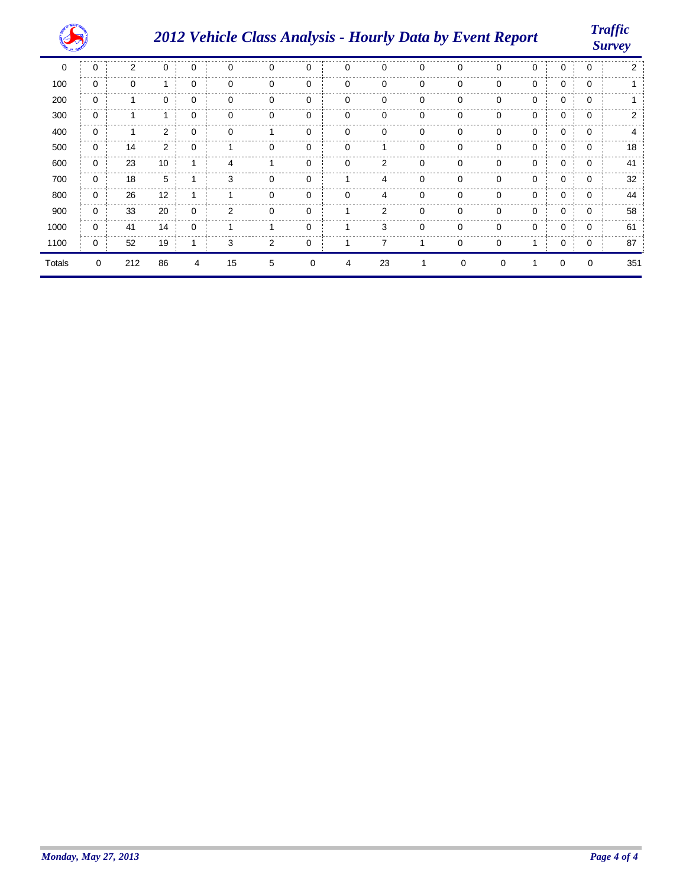# 2012 Vehicle Class Analysis - Hourly Data by Event Report

*Traffic Survey*

| | | | | | | | | | | | | | | | | |
|---|---|---|---|---|---|---|---|---|---|---|---|---|---|---|---|---|
| 0 | 0 | 2 | 0 | 0 | 0 | 0 | 0 | 0 | 0 | 0 | 0 | 0 | 0 | 0 | 0 | 2 |
| 100 | 0 | 0 | 1 | 0 | 0 | 0 | 0 | 0 | 0 | 0 | 0 | 0 | 0 | 0 | 0 | 1 |
| 200 | 0 | 1 | 0 | 0 | 0 | 0 | 0 | 0 | 0 | 0 | 0 | 0 | 0 | 0 | 0 | 1 |
| 300 | 0 | 1 | 1 | 0 | 0 | 0 | 0 | 0 | 0 | 0 | 0 | 0 | 0 | 0 | 0 | 2 |
| 400 | 0 | 1 | 2 | 0 | 0 | 1 | 0 | 0 | 0 | 0 | 0 | 0 | 0 | 0 | 0 | 4 |
| 500 | 0 | 14 | 2 | 0 | 1 | 0 | 0 | 0 | 1 | 0 | 0 | 0 | 0 | 0 | 0 | 18 |
| 600 | 0 | 23 | 10 | 1 | 4 | 1 | 0 | 0 | 2 | 0 | 0 | 0 | 0 | 0 | 0 | 41 |
| 700 | 0 | 18 | 5 | 1 | 3 | 0 | 0 | 1 | 4 | 0 | 0 | 0 | 0 | 0 | 0 | 32 |
| 800 | 0 | 26 | 12 | 1 | 1 | 0 | 0 | 0 | 4 | 0 | 0 | 0 | 0 | 0 | 0 | 44 |
| 900 | 0 | 33 | 20 | 0 | 2 | 0 | 0 | 1 | 2 | 0 | 0 | 0 | 0 | 0 | 0 | 58 |
| 1000 | 0 | 41 | 14 | 0 | 1 | 1 | 0 | 1 | 3 | 0 | 0 | 0 | 0 | 0 | 0 | 61 |
| 1100 | 0 | 52 | 19 | 1 | 3 | 2 | 0 | 1 | 7 | 1 | 0 | 0 | 1 | 0 | 0 | 87 |
| Totals | 0 | 212 | 86 | 4 | 15 | 5 | 0 | 4 | 23 | 1 | 0 | 0 | 1 | 0 | 0 | 351 |

*Monday, May 27, 2013*